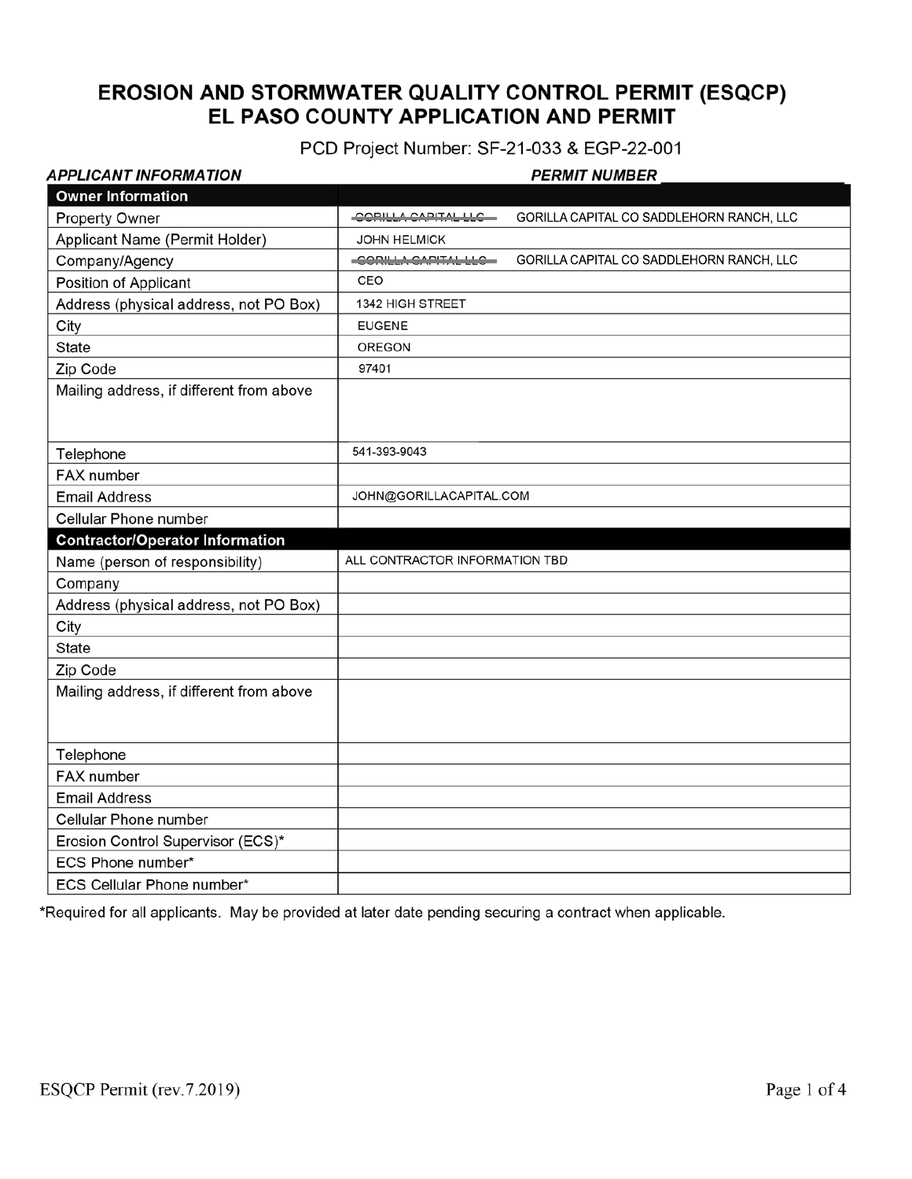# EROSION AND STORMWATER QUALITY CONTROL PERMIT (ESQCP)
# EL PASO COUNTY APPLICATION AND PERMIT

PCD Project Number: SF-21-033 & EGP-22-001

***APPLICANT INFORMATION*** ***PERMIT NUMBER*** ___________

| **Owner Information** | |
|---|---|
| Property Owner | ~~GORILLA CAPITAL LLC~~ GORILLA CAPITAL CO SADDLEHORN RANCH, LLC |
| Applicant Name (Permit Holder) | JOHN HELMICK |
| Company/Agency | ~~GORILLA CAPITAL LLC~~ GORILLA CAPITAL CO SADDLEHORN RANCH, LLC |
| Position of Applicant | CEO |
| Address (physical address, not PO Box) | 1342 HIGH STREET |
| City | EUGENE |
| State | OREGON |
| Zip Code | 97401 |
| Mailing address, if different from above | |
| Telephone | 541-393-9043 |
| FAX number | |
| Email Address | JOHN@GORILLACAPITAL.COM |
| Cellular Phone number | |
| **Contractor/Operator Information** | |
| Name (person of responsibility) | ALL CONTRACTOR INFORMATION TBD |
| Company | |
| Address (physical address, not PO Box) | |
| City | |
| State | |
| Zip Code | |
| Mailing address, if different from above | |
| Telephone | |
| FAX number | |
| Email Address | |
| Cellular Phone number | |
| Erosion Control Supervisor (ECS)* | |
| ECS Phone number* | |
| ECS Cellular Phone number* | |

*Required for all applicants. May be provided at later date pending securing a contract when applicable.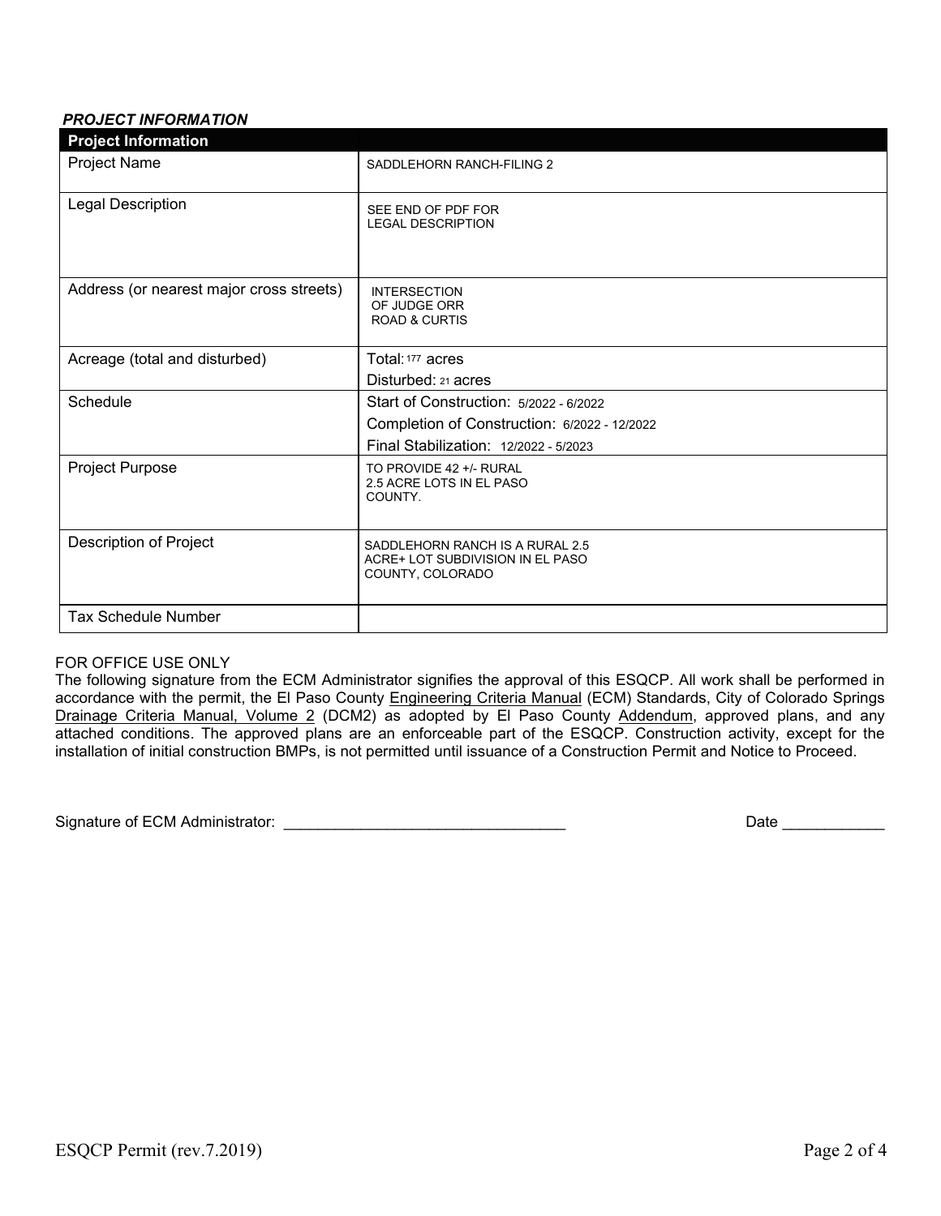***PROJECT INFORMATION***

| **Project Information** | |
|---|---|
| Project Name | SADDLEHORN RANCH-FILING 2 |
| Legal Description | SEE END OF PDF FOR LEGAL DESCRIPTION |
| Address (or nearest major cross streets) | INTERSECTION OF JUDGE ORR ROAD & CURTIS |
| Acreage (total and disturbed) | Total: 177 acres<br>Disturbed: 21 acres |
| Schedule | Start of Construction: 5/2022 - 6/2022<br>Completion of Construction: 6/2022 - 12/2022<br>Final Stabilization: 12/2022 - 5/2023 |
| Project Purpose | TO PROVIDE 42 +/- RURAL 2.5 ACRE LOTS IN EL PASO COUNTY. |
| Description of Project | SADDLEHORN RANCH IS A RURAL 2.5 ACRE+ LOT SUBDIVISION IN EL PASO COUNTY, COLORADO |
| Tax Schedule Number | |

FOR OFFICE USE ONLY

The following signature from the ECM Administrator signifies the approval of this ESQCP. All work shall be performed in accordance with the permit, the El Paso County Engineering Criteria Manual (ECM) Standards, City of Colorado Springs Drainage Criteria Manual, Volume 2 (DCM2) as adopted by El Paso County Addendum, approved plans, and any attached conditions. The approved plans are an enforceable part of the ESQCP. Construction activity, except for the installation of initial construction BMPs, is not permitted until issuance of a Construction Permit and Notice to Proceed.

Signature of ECM Administrator: ________________________________ Date ____________

ESQCP Permit (rev.7.2019)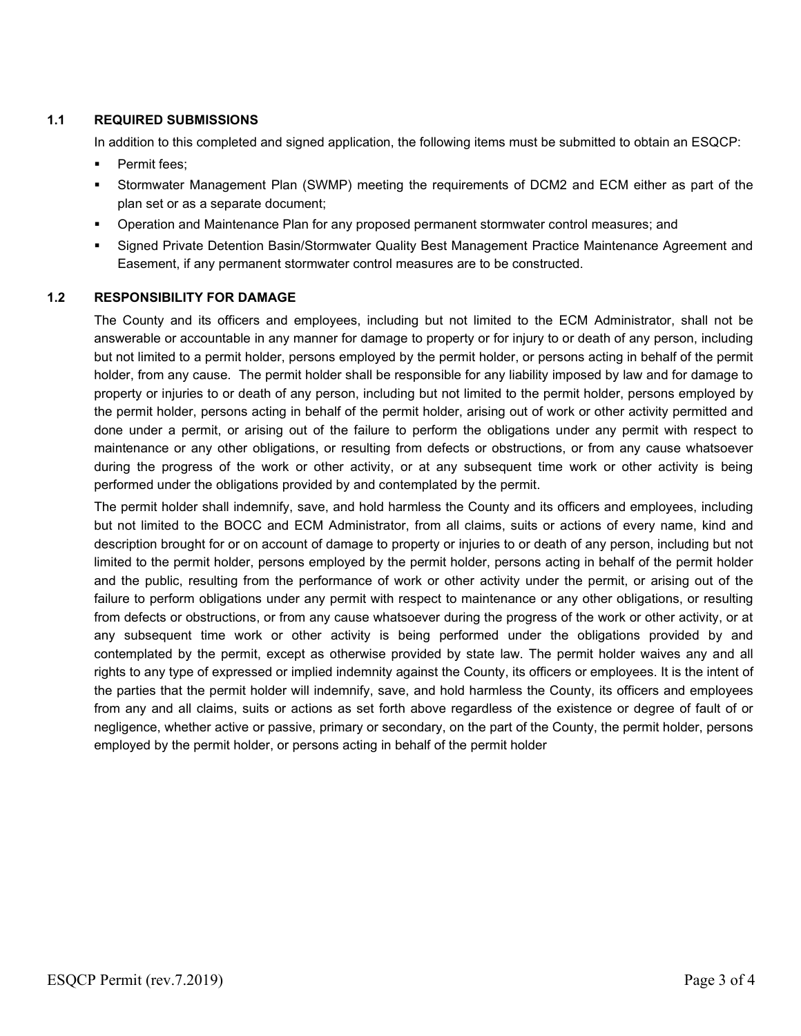### 1.1 REQUIRED SUBMISSIONS

In addition to this completed and signed application, the following items must be submitted to obtain an ESQCP:

- Permit fees;
- Stormwater Management Plan (SWMP) meeting the requirements of DCM2 and ECM either as part of the plan set or as a separate document;
- Operation and Maintenance Plan for any proposed permanent stormwater control measures; and
- Signed Private Detention Basin/Stormwater Quality Best Management Practice Maintenance Agreement and Easement, if any permanent stormwater control measures are to be constructed.

### 1.2 RESPONSIBILITY FOR DAMAGE

The County and its officers and employees, including but not limited to the ECM Administrator, shall not be answerable or accountable in any manner for damage to property or for injury to or death of any person, including but not limited to a permit holder, persons employed by the permit holder, or persons acting in behalf of the permit holder, from any cause. The permit holder shall be responsible for any liability imposed by law and for damage to property or injuries to or death of any person, including but not limited to the permit holder, persons employed by the permit holder, persons acting in behalf of the permit holder, arising out of work or other activity permitted and done under a permit, or arising out of the failure to perform the obligations under any permit with respect to maintenance or any other obligations, or resulting from defects or obstructions, or from any cause whatsoever during the progress of the work or other activity, or at any subsequent time work or other activity is being performed under the obligations provided by and contemplated by the permit.

The permit holder shall indemnify, save, and hold harmless the County and its officers and employees, including but not limited to the BOCC and ECM Administrator, from all claims, suits or actions of every name, kind and description brought for or on account of damage to property or injuries to or death of any person, including but not limited to the permit holder, persons employed by the permit holder, persons acting in behalf of the permit holder and the public, resulting from the performance of work or other activity under the permit, or arising out of the failure to perform obligations under any permit with respect to maintenance or any other obligations, or resulting from defects or obstructions, or from any cause whatsoever during the progress of the work or other activity, or at any subsequent time work or other activity is being performed under the obligations provided by and contemplated by the permit, except as otherwise provided by state law. The permit holder waives any and all rights to any type of expressed or implied indemnity against the County, its officers or employees. It is the intent of the parties that the permit holder will indemnify, save, and hold harmless the County, its officers and employees from any and all claims, suits or actions as set forth above regardless of the existence or degree of fault of or negligence, whether active or passive, primary or secondary, on the part of the County, the permit holder, persons employed by the permit holder, or persons acting in behalf of the permit holder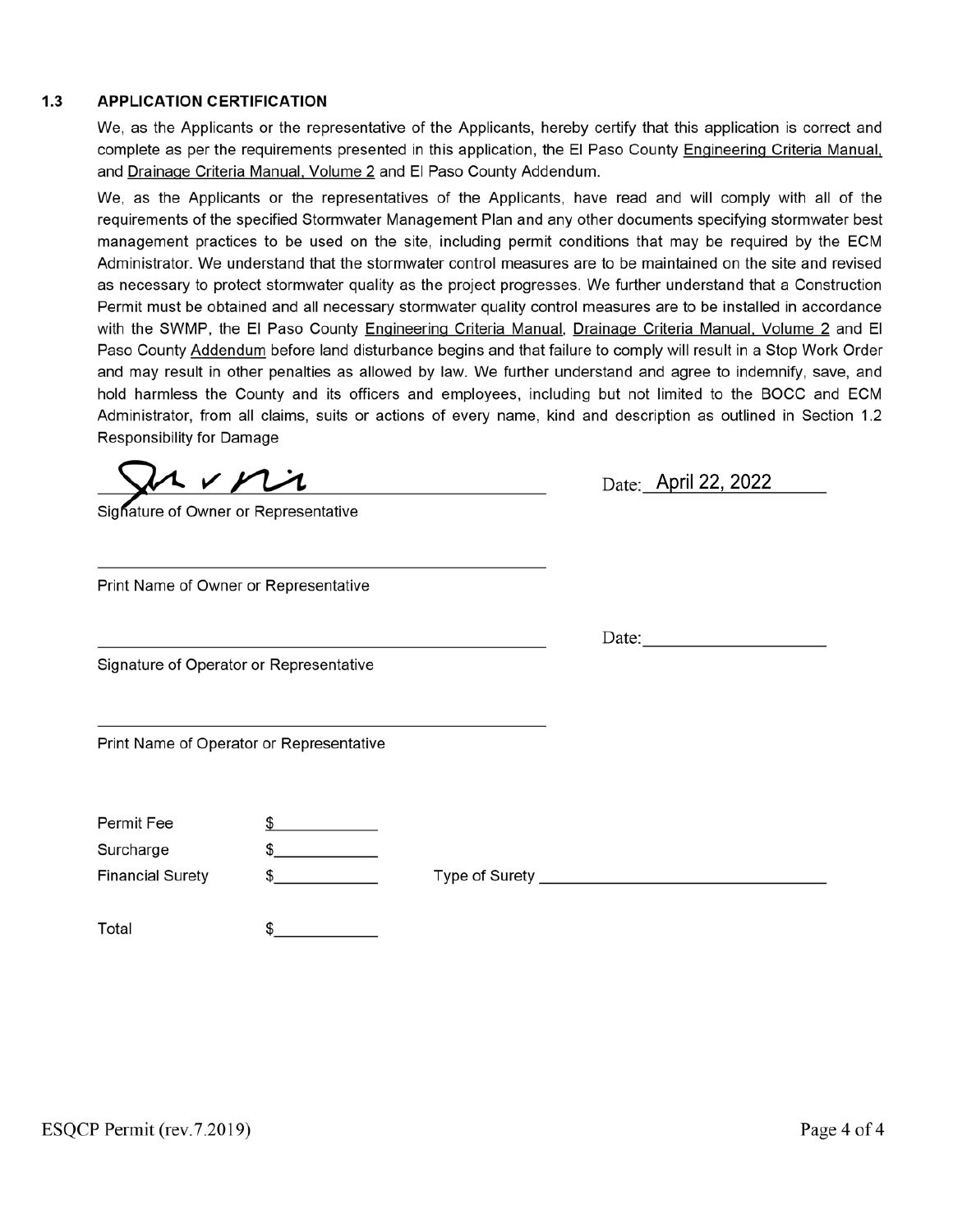### 1.3 APPLICATION CERTIFICATION

We, as the Applicants or the representative of the Applicants, hereby certify that this application is correct and complete as per the requirements presented in this application, the El Paso County Engineering Criteria Manual, and Drainage Criteria Manual, Volume 2 and El Paso County Addendum.

We, as the Applicants or the representatives of the Applicants, have read and will comply with all of the requirements of the specified Stormwater Management Plan and any other documents specifying stormwater best management practices to be used on the site, including permit conditions that may be required by the ECM Administrator. We understand that the stormwater control measures are to be maintained on the site and revised as necessary to protect stormwater quality as the project progresses. We further understand that a Construction Permit must be obtained and all necessary stormwater quality control measures are to be installed in accordance with the SWMP, the El Paso County Engineering Criteria Manual, Drainage Criteria Manual, Volume 2 and El Paso County Addendum before land disturbance begins and that failure to comply will result in a Stop Work Order and may result in other penalties as allowed by law. We further understand and agree to indemnify, save, and hold harmless the County and its officers and employees, including but not limited to the BOCC and ECM Administrator, from all claims, suits or actions of every name, kind and description as outlined in Section 1.2 Responsibility for Damage

_______________________________ Date: April 22, 2022

Signature of Owner or Representative

_______________________________

Print Name of Owner or Representative

_______________________________ Date: ______________

Signature of Operator or Representative

_______________________________

Print Name of Operator or Representative

| | | | |
|---|---|---|---|
| Permit Fee | $__________ | | |
| Surcharge | $__________ | | |
| Financial Surety | $__________ | Type of Surety | ______________________ |
| Total | $__________ | | |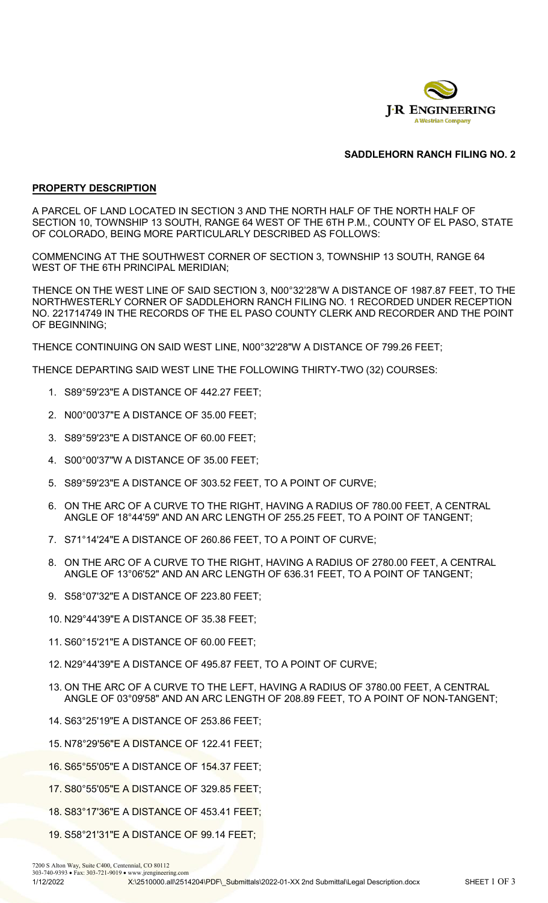## SADDLEHORN RANCH FILING NO. 2

**PROPERTY DESCRIPTION**

A PARCEL OF LAND LOCATED IN SECTION 3 AND THE NORTH HALF OF THE NORTH HALF OF SECTION 10, TOWNSHIP 13 SOUTH, RANGE 64 WEST OF THE 6TH P.M., COUNTY OF EL PASO, STATE OF COLORADO, BEING MORE PARTICULARLY DESCRIBED AS FOLLOWS:

COMMENCING AT THE SOUTHWEST CORNER OF SECTION 3, TOWNSHIP 13 SOUTH, RANGE 64 WEST OF THE 6TH PRINCIPAL MERIDIAN;

THENCE ON THE WEST LINE OF SAID SECTION 3, N00°32'28"W A DISTANCE OF 1987.87 FEET, TO THE NORTHWESTERLY CORNER OF SADDLEHORN RANCH FILING NO. 1 RECORDED UNDER RECEPTION NO. 221714749 IN THE RECORDS OF THE EL PASO COUNTY CLERK AND RECORDER AND THE POINT OF BEGINNING;

THENCE CONTINUING ON SAID WEST LINE, N00°32'28"W A DISTANCE OF 799.26 FEET;

THENCE DEPARTING SAID WEST LINE THE FOLLOWING THIRTY-TWO (32) COURSES:

1. S89°59'23"E A DISTANCE OF 442.27 FEET;
2. N00°00'37"E A DISTANCE OF 35.00 FEET;
3. S89°59'23"E A DISTANCE OF 60.00 FEET;
4. S00°00'37"W A DISTANCE OF 35.00 FEET;
5. S89°59'23"E A DISTANCE OF 303.52 FEET, TO A POINT OF CURVE;
6. ON THE ARC OF A CURVE TO THE RIGHT, HAVING A RADIUS OF 780.00 FEET, A CENTRAL ANGLE OF 18°44'59" AND AN ARC LENGTH OF 255.25 FEET, TO A POINT OF TANGENT;
7. S71°14'24"E A DISTANCE OF 260.86 FEET, TO A POINT OF CURVE;
8. ON THE ARC OF A CURVE TO THE RIGHT, HAVING A RADIUS OF 2780.00 FEET, A CENTRAL ANGLE OF 13°06'52" AND AN ARC LENGTH OF 636.31 FEET, TO A POINT OF TANGENT;
9. S58°07'32"E A DISTANCE OF 223.80 FEET;
10. N29°44'39"E A DISTANCE OF 35.38 FEET;
11. S60°15'21"E A DISTANCE OF 60.00 FEET;
12. N29°44'39"E A DISTANCE OF 495.87 FEET, TO A POINT OF CURVE;
13. ON THE ARC OF A CURVE TO THE LEFT, HAVING A RADIUS OF 3780.00 FEET, A CENTRAL ANGLE OF 03°09'58" AND AN ARC LENGTH OF 208.89 FEET, TO A POINT OF NON-TANGENT;
14. S63°25'19"E A DISTANCE OF 253.86 FEET;
15. N78°29'56"E A DISTANCE OF 122.41 FEET;
16. S65°55'05"E A DISTANCE OF 154.37 FEET;
17. S80°55'05"E A DISTANCE OF 329.85 FEET;
18. S83°17'36"E A DISTANCE OF 453.41 FEET;
19. S58°21'31"E A DISTANCE OF 99.14 FEET;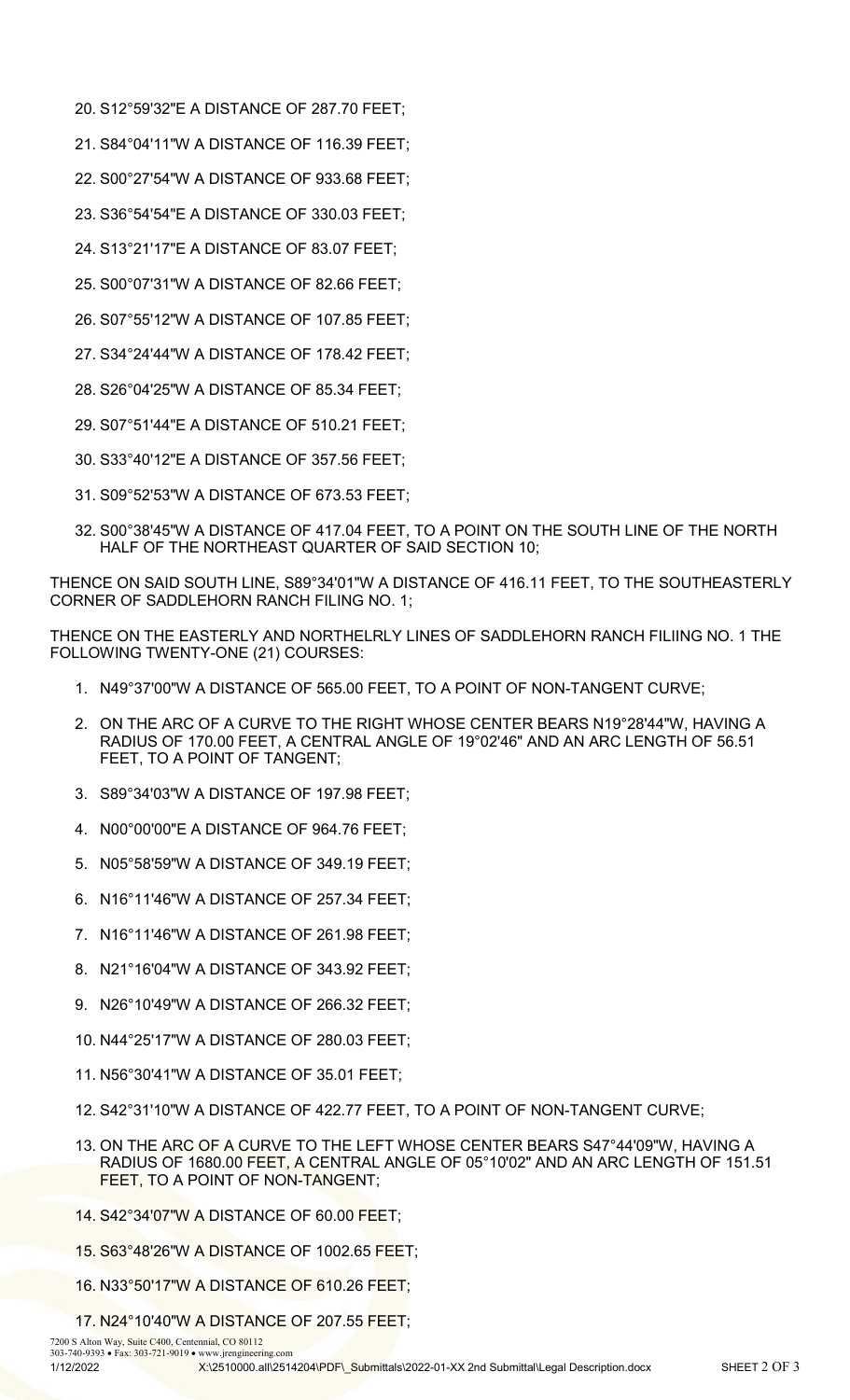20. S12°59'32"E A DISTANCE OF 287.70 FEET;

21. S84°04'11"W A DISTANCE OF 116.39 FEET;

22. S00°27'54"W A DISTANCE OF 933.68 FEET;

23. S36°54'54"E A DISTANCE OF 330.03 FEET;

24. S13°21'17"E A DISTANCE OF 83.07 FEET;

25. S00°07'31"W A DISTANCE OF 82.66 FEET;

26. S07°55'12"W A DISTANCE OF 107.85 FEET;

27. S34°24'44"W A DISTANCE OF 178.42 FEET;

28. S26°04'25"W A DISTANCE OF 85.34 FEET;

29. S07°51'44"E A DISTANCE OF 510.21 FEET;

30. S33°40'12"E A DISTANCE OF 357.56 FEET;

31. S09°52'53"W A DISTANCE OF 673.53 FEET;

32. S00°38'45"W A DISTANCE OF 417.04 FEET, TO A POINT ON THE SOUTH LINE OF THE NORTH HALF OF THE NORTHEAST QUARTER OF SAID SECTION 10;

THENCE ON SAID SOUTH LINE, S89°34'01"W A DISTANCE OF 416.11 FEET, TO THE SOUTHEASTERLY CORNER OF SADDLEHORN RANCH FILING NO. 1;

THENCE ON THE EASTERLY AND NORTHELRLY LINES OF SADDLEHORN RANCH FILIING NO. 1 THE FOLLOWING TWENTY-ONE (21) COURSES:

1. N49°37'00"W A DISTANCE OF 565.00 FEET, TO A POINT OF NON-TANGENT CURVE;
2. ON THE ARC OF A CURVE TO THE RIGHT WHOSE CENTER BEARS N19°28'44"W, HAVING A RADIUS OF 170.00 FEET, A CENTRAL ANGLE OF 19°02'46" AND AN ARC LENGTH OF 56.51 FEET, TO A POINT OF TANGENT;
3. S89°34'03"W A DISTANCE OF 197.98 FEET;
4. N00°00'00"E A DISTANCE OF 964.76 FEET;
5. N05°58'59"W A DISTANCE OF 349.19 FEET;
6. N16°11'46"W A DISTANCE OF 257.34 FEET;
7. N16°11'46"W A DISTANCE OF 261.98 FEET;
8. N21°16'04"W A DISTANCE OF 343.92 FEET;
9. N26°10'49"W A DISTANCE OF 266.32 FEET;
10. N44°25'17"W A DISTANCE OF 280.03 FEET;
11. N56°30'41"W A DISTANCE OF 35.01 FEET;
12. S42°31'10"W A DISTANCE OF 422.77 FEET, TO A POINT OF NON-TANGENT CURVE;
13. ON THE ARC OF A CURVE TO THE LEFT WHOSE CENTER BEARS S47°44'09"W, HAVING A RADIUS OF 1680.00 FEET, A CENTRAL ANGLE OF 05°10'02" AND AN ARC LENGTH OF 151.51 FEET, TO A POINT OF NON-TANGENT;
14. S42°34'07"W A DISTANCE OF 60.00 FEET;
15. S63°48'26"W A DISTANCE OF 1002.65 FEET;
16. N33°50'17"W A DISTANCE OF 610.26 FEET;
17. N24°10'40"W A DISTANCE OF 207.55 FEET;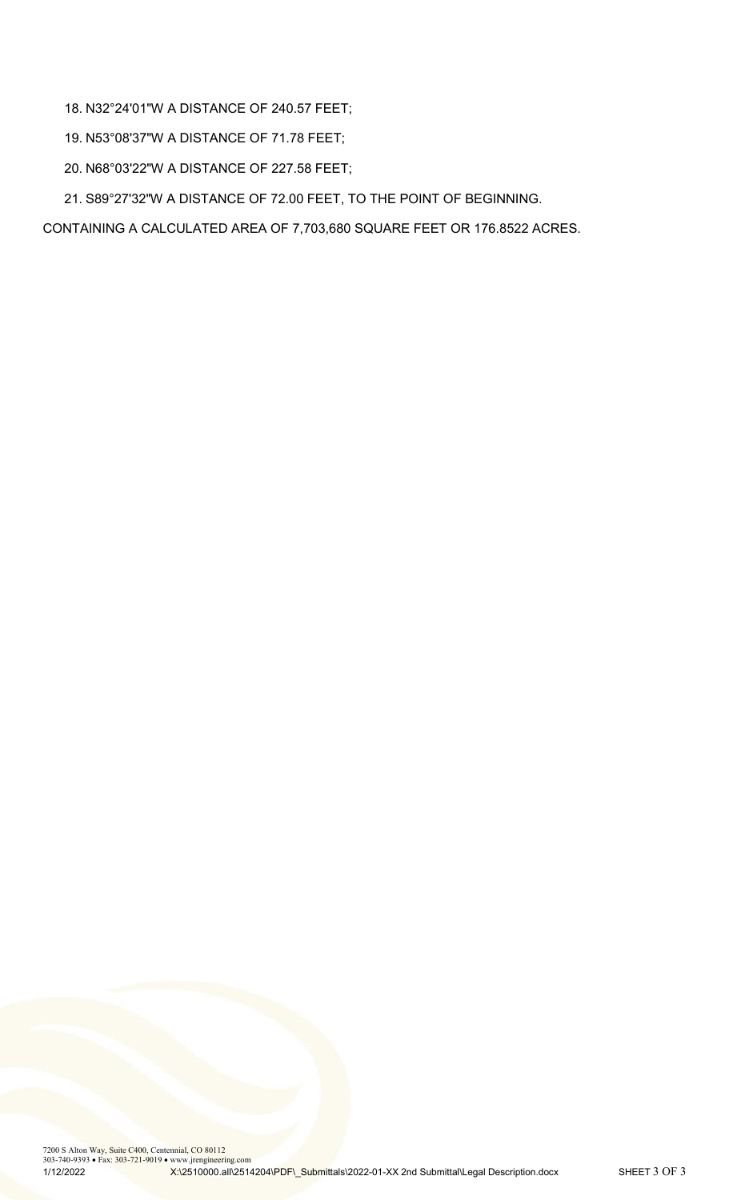18. N32°24'01"W A DISTANCE OF 240.57 FEET;
19. N53°08'37"W A DISTANCE OF 71.78 FEET;
20. N68°03'22"W A DISTANCE OF 227.58 FEET;
21. S89°27'32"W A DISTANCE OF 72.00 FEET, TO THE POINT OF BEGINNING.

CONTAINING A CALCULATED AREA OF 7,703,680 SQUARE FEET OR 176.8522 ACRES.